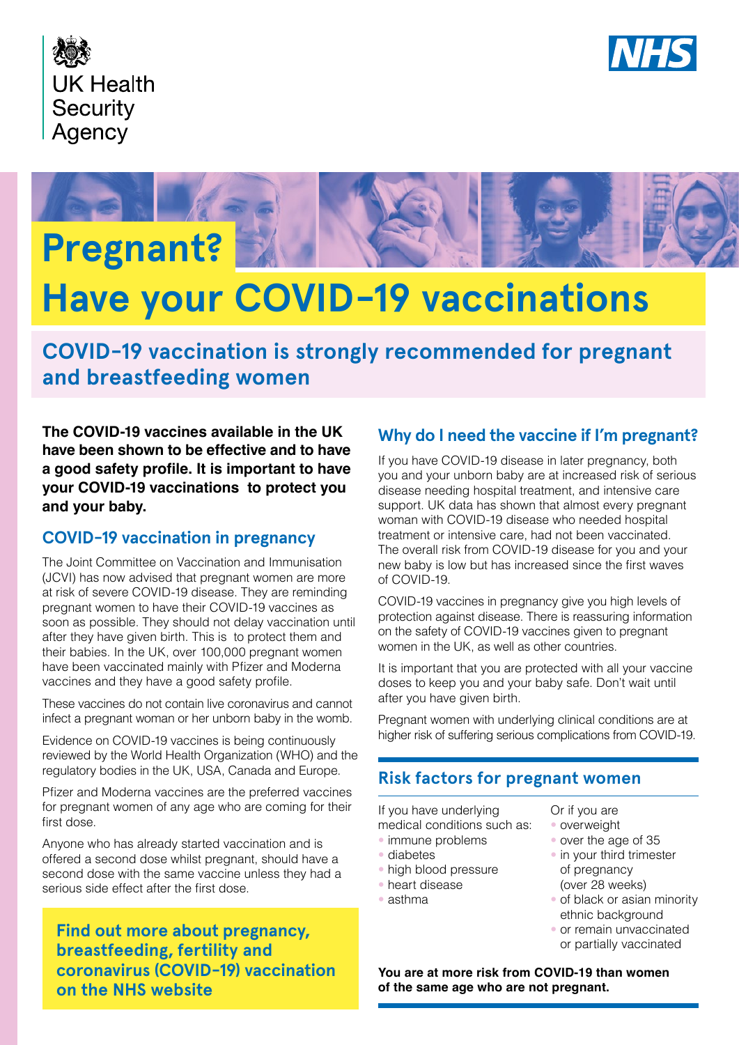UK Health Security Agency

NHS

# Pregnant? Have your COVID-19 vaccinations

## COVID-19 vaccination is strongly recommended for pregnant and breastfeeding women

**The COVID-19 vaccines available in the UK have been shown to be effective and to have a good safety profile. It is important to have your COVID-19 vaccinations to protect you and your baby.**

### COVID-19 vaccination in pregnancy

The Joint Committee on Vaccination and Immunisation (JCVI) has now advised that pregnant women are more at risk of severe COVID-19 disease. They are reminding pregnant women to have their COVID-19 vaccines as soon as possible. They should not delay vaccination until after they have given birth. This is to protect them and their babies. In the UK, over 100,000 pregnant women have been vaccinated mainly with Pfizer and Moderna vaccines and they have a good safety profile.

These vaccines do not contain live coronavirus and cannot infect a pregnant woman or her unborn baby in the womb.

Evidence on COVID-19 vaccines is being continuously reviewed by the World Health Organization (WHO) and the regulatory bodies in the UK, USA, Canada and Europe.

Pfizer and Moderna vaccines are the preferred vaccines for pregnant women of any age who are coming for their first dose.

Anyone who has already started vaccination and is offered a second dose whilst pregnant, should have a second dose with the same vaccine unless they had a serious side effect after the first dose.

**Find out more about pregnancy, breastfeeding, fertility and coronavirus (COVID-19) vaccination on the NHS website**

### Why do I need the vaccine if I'm pregnant?

If you have COVID-19 disease in later pregnancy, both you and your unborn baby are at increased risk of serious disease needing hospital treatment, and intensive care support. UK data has shown that almost every pregnant woman with COVID-19 disease who needed hospital treatment or intensive care, had not been vaccinated. The overall risk from COVID-19 disease for you and your new baby is low but has increased since the first waves of COVID-19.

COVID-19 vaccines in pregnancy give you high levels of protection against disease. There is reassuring information on the safety of COVID-19 vaccines given to pregnant women in the UK, as well as other countries.

It is important that you are protected with all your vaccine doses to keep you and your baby safe. Don't wait until after you have given birth.

Pregnant women with underlying clinical conditions are at higher risk of suffering serious complications from COVID-19.

### Risk factors for pregnant women

If you have underlying medical conditions such as:

- immune problems
- diabetes
- high blood pressure
- heart disease
- asthma

Or if you are

- overweight
- over the age of 35
- in your third trimester of pregnancy (over 28 weeks)
- of black or asian minority ethnic background
- or remain unvaccinated or partially vaccinated

**You are at more risk from COVID-19 than women of the same age who are not pregnant.**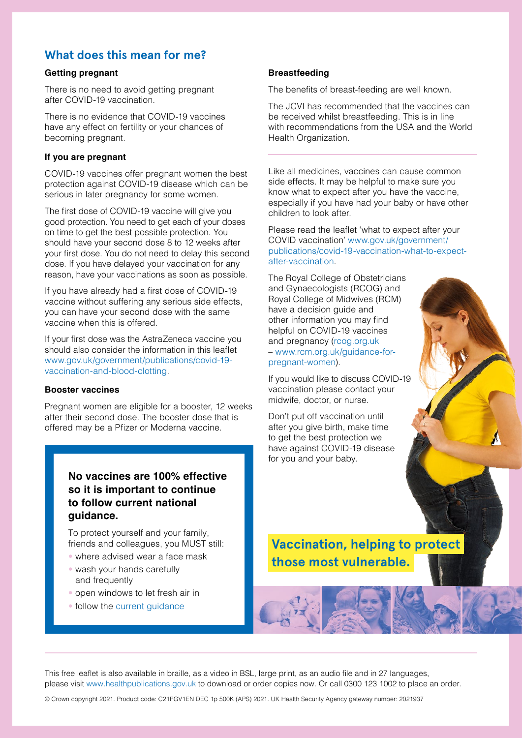## What does this mean for me?

### Getting pregnant

There is no need to avoid getting pregnant after COVID-19 vaccination.

There is no evidence that COVID-19 vaccines have any effect on fertility or your chances of becoming pregnant.

### If you are pregnant

COVID-19 vaccines offer pregnant women the best protection against COVID-19 disease which can be serious in later pregnancy for some women.

The first dose of COVID-19 vaccine will give you good protection. You need to get each of your doses on time to get the best possible protection. You should have your second dose 8 to 12 weeks after your first dose. You do not need to delay this second dose. If you have delayed your vaccination for any reason, have your vaccinations as soon as possible.

If you have already had a first dose of COVID-19 vaccine without suffering any serious side effects, you can have your second dose with the same vaccine when this is offered.

If your first dose was the AstraZeneca vaccine you should also consider the information in this leaflet www.gov.uk/government/publications/covid-19-vaccination-and-blood-clotting.

### Booster vaccines

Pregnant women are eligible for a booster, 12 weeks after their second dose. The booster dose that is offered may be a Pfizer or Moderna vaccine.

**No vaccines are 100% effective so it is important to continue to follow current national guidance.**

To protect yourself and your family, friends and colleagues, you MUST still:

- where advised wear a face mask
- wash your hands carefully and frequently
- open windows to let fresh air in
- follow the current guidance

### Breastfeeding

The benefits of breast-feeding are well known.

The JCVI has recommended that the vaccines can be received whilst breastfeeding. This is in line with recommendations from the USA and the World Health Organization.

Like all medicines, vaccines can cause common side effects. It may be helpful to make sure you know what to expect after you have the vaccine, especially if you have had your baby or have other children to look after.

Please read the leaflet 'what to expect after your COVID vaccination' www.gov.uk/government/publications/covid-19-vaccination-what-to-expect-after-vaccination.

The Royal College of Obstetricians and Gynaecologists (RCOG) and Royal College of Midwives (RCM) have a decision guide and other information you may find helpful on COVID-19 vaccines and pregnancy (rcog.org.uk – www.rcm.org.uk/guidance-for-pregnant-women).

If you would like to discuss COVID-19 vaccination please contact your midwife, doctor, or nurse.

Don't put off vaccination until after you give birth, make time to get the best protection we have against COVID-19 disease for you and your baby.

**Vaccination, helping to protect those most vulnerable.**

This free leaflet is also available in braille, as a video in BSL, large print, as an audio file and in 27 languages, please visit www.healthpublications.gov.uk to download or order copies now. Or call 0300 123 1002 to place an order.

© Crown copyright 2021. Product code: C21PGV1EN DEC 1p 500K (APS) 2021. UK Health Security Agency gateway number: 2021937